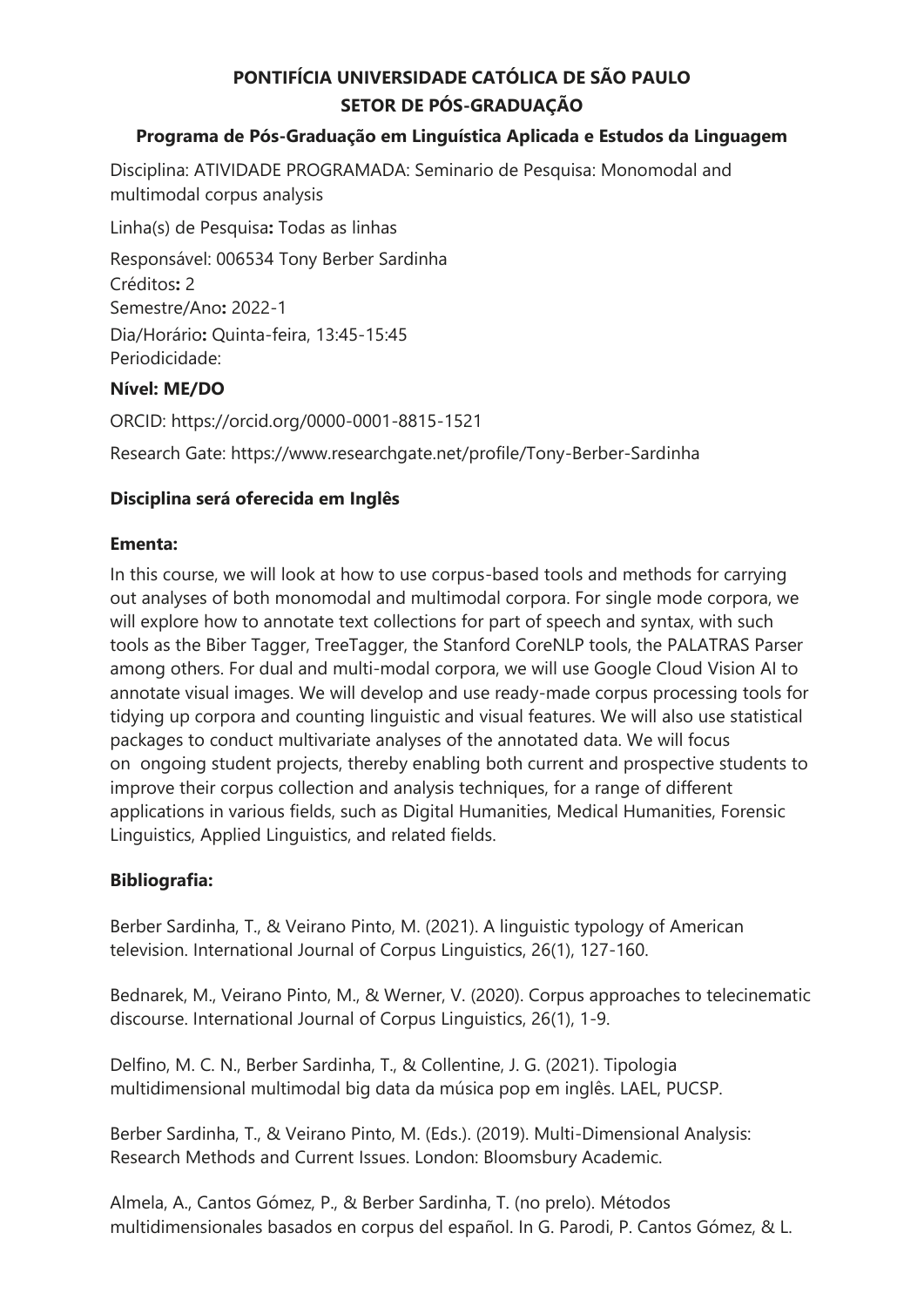**PONTIFÍCIA UNIVERSIDADE CATÓLICA DE SÃO PAULO**
**SETOR DE PÓS-GRADUAÇÃO**

**Programa de Pós-Graduação em Linguística Aplicada e Estudos da Linguagem**

Disciplina: ATIVIDADE PROGRAMADA: Seminario de Pesquisa: Monomodal and multimodal corpus analysis

Linha(s) de Pesquisa**:** Todas as linhas

Responsável: 006534 Tony Berber Sardinha
Créditos**:** 2
Semestre/Ano**:** 2022-1
Dia/Horário**:** Quinta-feira, 13:45-15:45
Periodicidade:

**Nível: ME/DO**

ORCID: https://orcid.org/0000-0001-8815-1521

Research Gate: https://www.researchgate.net/profile/Tony-Berber-Sardinha

**Disciplina será oferecida em Inglês**

**Ementa:**

In this course, we will look at how to use corpus-based tools and methods for carrying out analyses of both monomodal and multimodal corpora. For single mode corpora, we will explore how to annotate text collections for part of speech and syntax, with such tools as the Biber Tagger, TreeTagger, the Stanford CoreNLP tools, the PALATRAS Parser among others. For dual and multi-modal corpora, we will use Google Cloud Vision AI to annotate visual images. We will develop and use ready-made corpus processing tools for tidying up corpora and counting linguistic and visual features. We will also use statistical packages to conduct multivariate analyses of the annotated data. We will focus on ongoing student projects, thereby enabling both current and prospective students to improve their corpus collection and analysis techniques, for a range of different applications in various fields, such as Digital Humanities, Medical Humanities, Forensic Linguistics, Applied Linguistics, and related fields.

**Bibliografia:**

Berber Sardinha, T., & Veirano Pinto, M. (2021). A linguistic typology of American television. International Journal of Corpus Linguistics, 26(1), 127-160.

Bednarek, M., Veirano Pinto, M., & Werner, V. (2020). Corpus approaches to telecinematic discourse. International Journal of Corpus Linguistics, 26(1), 1-9.

Delfino, M. C. N., Berber Sardinha, T., & Collentine, J. G. (2021). Tipologia multidimensional multimodal big data da música pop em inglês. LAEL, PUCSP.

Berber Sardinha, T., & Veirano Pinto, M. (Eds.). (2019). Multi-Dimensional Analysis: Research Methods and Current Issues. London: Bloomsbury Academic.

Almela, A., Cantos Gómez, P., & Berber Sardinha, T. (no prelo). Métodos multidimensionales basados en corpus del español. In G. Parodi, P. Cantos Gómez, & L.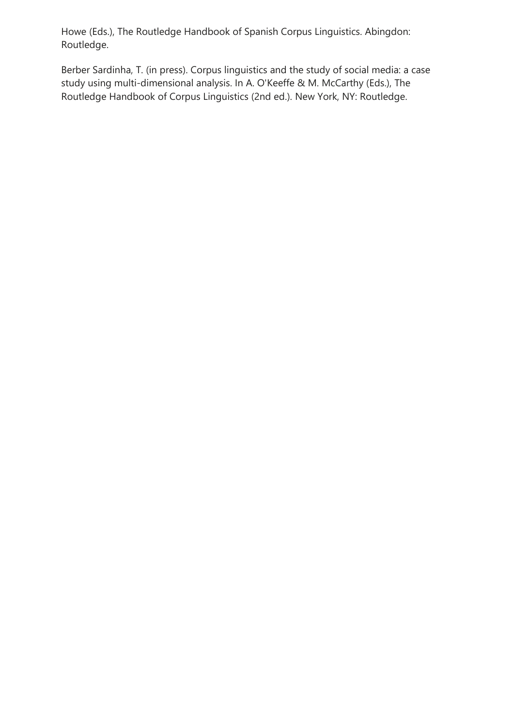Howe (Eds.), The Routledge Handbook of Spanish Corpus Linguistics. Abingdon: Routledge.

Berber Sardinha, T. (in press). Corpus linguistics and the study of social media: a case study using multi-dimensional analysis. In A. O'Keeffe & M. McCarthy (Eds.), The Routledge Handbook of Corpus Linguistics (2nd ed.). New York, NY: Routledge.